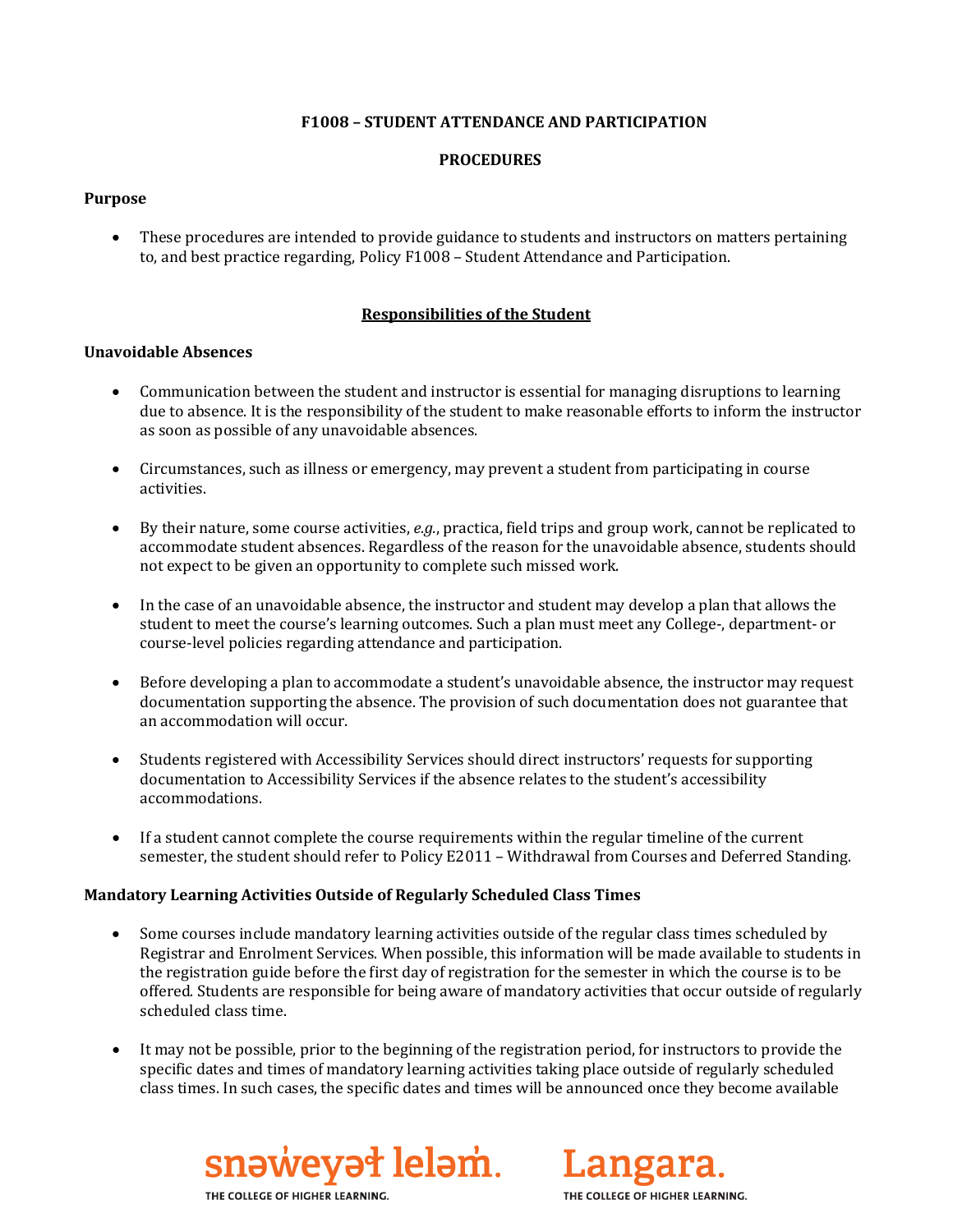# F1008 – STUDENT ATTENDANCE AND PARTICIPATION

## PROCEDURES

### Purpose

- These procedures are intended to provide guidance to students and instructors on matters pertaining to, and best practice regarding, Policy F1008 – Student Attendance and Participation.

## Responsibilities of the Student

### Unavoidable Absences

- Communication between the student and instructor is essential for managing disruptions to learning due to absence. It is the responsibility of the student to make reasonable efforts to inform the instructor as soon as possible of any unavoidable absences.
- Circumstances, such as illness or emergency, may prevent a student from participating in course activities.
- By their nature, some course activities, *e.g.*, practica, field trips and group work, cannot be replicated to accommodate student absences. Regardless of the reason for the unavoidable absence, students should not expect to be given an opportunity to complete such missed work.
- In the case of an unavoidable absence, the instructor and student may develop a plan that allows the student to meet the course's learning outcomes. Such a plan must meet any College-, department- or course-level policies regarding attendance and participation.
- Before developing a plan to accommodate a student's unavoidable absence, the instructor may request documentation supporting the absence. The provision of such documentation does not guarantee that an accommodation will occur.
- Students registered with Accessibility Services should direct instructors' requests for supporting documentation to Accessibility Services if the absence relates to the student's accessibility accommodations.
- If a student cannot complete the course requirements within the regular timeline of the current semester, the student should refer to Policy E2011 – Withdrawal from Courses and Deferred Standing.

### Mandatory Learning Activities Outside of Regularly Scheduled Class Times

- Some courses include mandatory learning activities outside of the regular class times scheduled by Registrar and Enrolment Services. When possible, this information will be made available to students in the registration guide before the first day of registration for the semester in which the course is to be offered. Students are responsible for being aware of mandatory activities that occur outside of regularly scheduled class time.
- It may not be possible, prior to the beginning of the registration period, for instructors to provide the specific dates and times of mandatory learning activities taking place outside of regularly scheduled class times. In such cases, the specific dates and times will be announced once they become available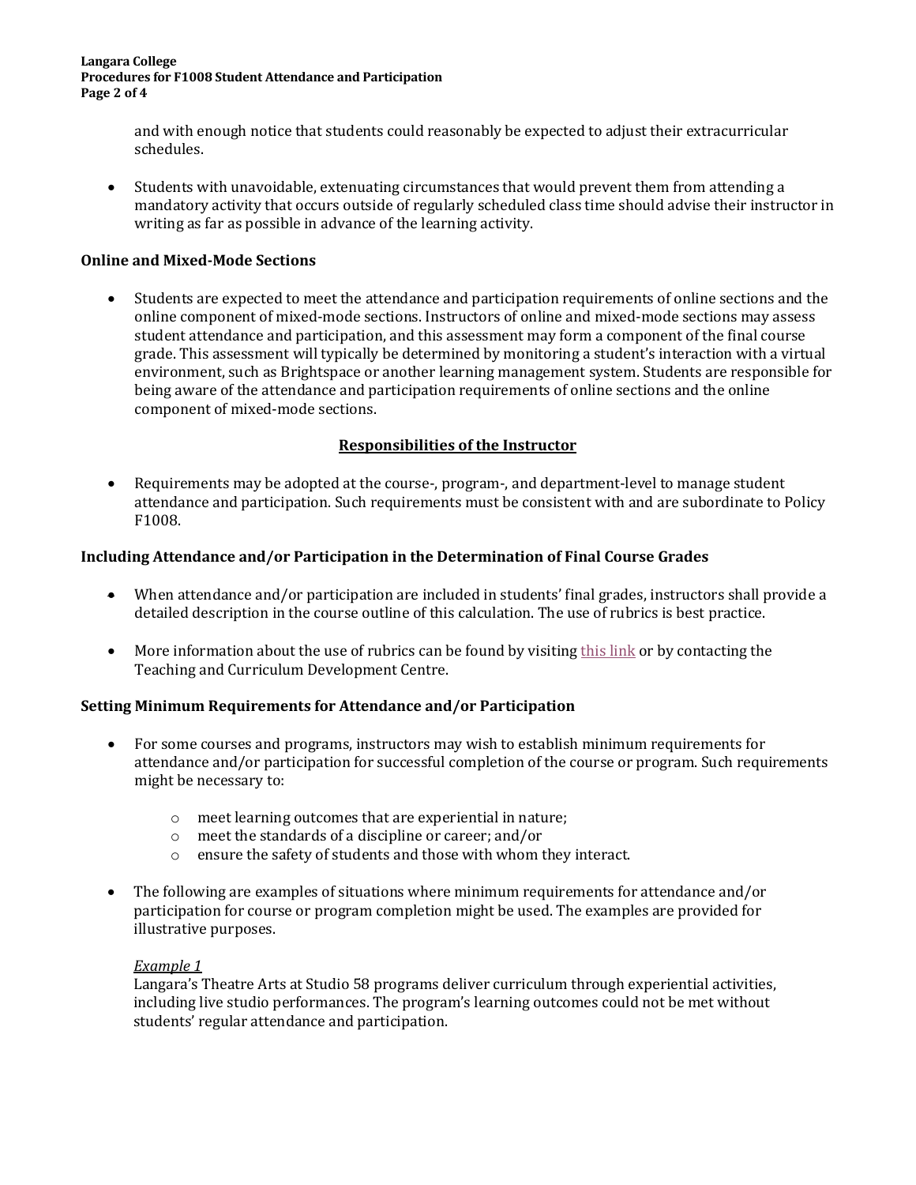and with enough notice that students could reasonably be expected to adjust their extracurricular schedules.

- Students with unavoidable, extenuating circumstances that would prevent them from attending a mandatory activity that occurs outside of regularly scheduled class time should advise their instructor in writing as far as possible in advance of the learning activity.

### Online and Mixed-Mode Sections

- Students are expected to meet the attendance and participation requirements of online sections and the online component of mixed-mode sections. Instructors of online and mixed-mode sections may assess student attendance and participation, and this assessment may form a component of the final course grade. This assessment will typically be determined by monitoring a student's interaction with a virtual environment, such as Brightspace or another learning management system. Students are responsible for being aware of the attendance and participation requirements of online sections and the online component of mixed-mode sections.

## Responsibilities of the Instructor

- Requirements may be adopted at the course-, program-, and department-level to manage student attendance and participation. Such requirements must be consistent with and are subordinate to Policy F1008.

### Including Attendance and/or Participation in the Determination of Final Course Grades

- When attendance and/or participation are included in students' final grades, instructors shall provide a detailed description in the course outline of this calculation. The use of rubrics is best practice.

- More information about the use of rubrics can be found by visiting this link or by contacting the Teaching and Curriculum Development Centre.

### Setting Minimum Requirements for Attendance and/or Participation

- For some courses and programs, instructors may wish to establish minimum requirements for attendance and/or participation for successful completion of the course or program. Such requirements might be necessary to:
  - meet learning outcomes that are experiential in nature;
  - meet the standards of a discipline or career; and/or
  - ensure the safety of students and those with whom they interact.

- The following are examples of situations where minimum requirements for attendance and/or participation for course or program completion might be used. The examples are provided for illustrative purposes.

  *Example 1*
  Langara's Theatre Arts at Studio 58 programs deliver curriculum through experiential activities, including live studio performances. The program's learning outcomes could not be met without students' regular attendance and participation.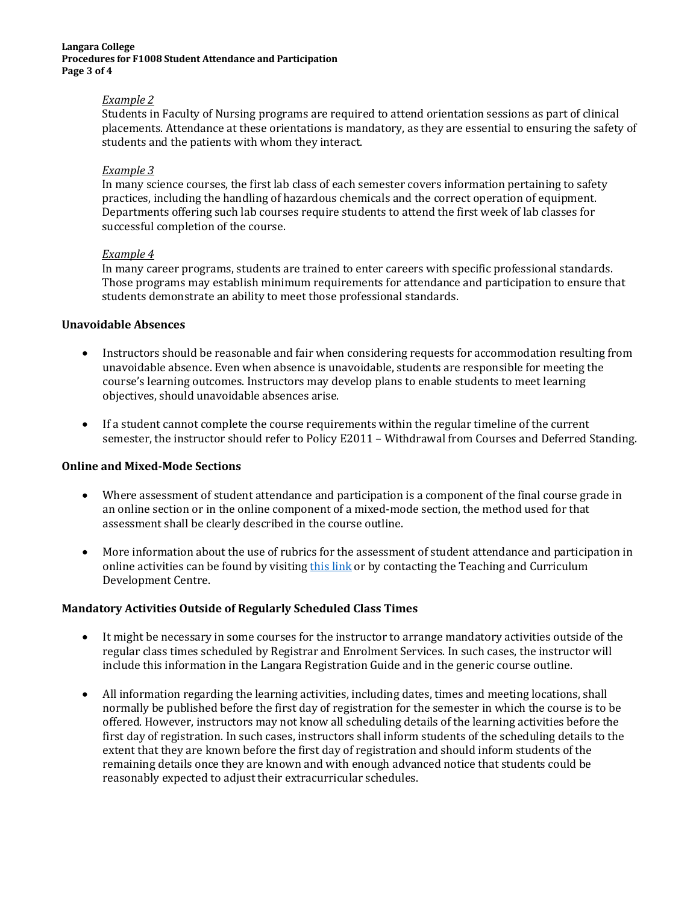*Example 2*

Students in Faculty of Nursing programs are required to attend orientation sessions as part of clinical placements. Attendance at these orientations is mandatory, as they are essential to ensuring the safety of students and the patients with whom they interact.

*Example 3*

In many science courses, the first lab class of each semester covers information pertaining to safety practices, including the handling of hazardous chemicals and the correct operation of equipment. Departments offering such lab courses require students to attend the first week of lab classes for successful completion of the course.

*Example 4*

In many career programs, students are trained to enter careers with specific professional standards. Those programs may establish minimum requirements for attendance and participation to ensure that students demonstrate an ability to meet those professional standards.

**Unavoidable Absences**

- Instructors should be reasonable and fair when considering requests for accommodation resulting from unavoidable absence. Even when absence is unavoidable, students are responsible for meeting the course's learning outcomes. Instructors may develop plans to enable students to meet learning objectives, should unavoidable absences arise.

- If a student cannot complete the course requirements within the regular timeline of the current semester, the instructor should refer to Policy E2011 – Withdrawal from Courses and Deferred Standing.

**Online and Mixed-Mode Sections**

- Where assessment of student attendance and participation is a component of the final course grade in an online section or in the online component of a mixed-mode section, the method used for that assessment shall be clearly described in the course outline.

- More information about the use of rubrics for the assessment of student attendance and participation in online activities can be found by visiting this link or by contacting the Teaching and Curriculum Development Centre.

**Mandatory Activities Outside of Regularly Scheduled Class Times**

- It might be necessary in some courses for the instructor to arrange mandatory activities outside of the regular class times scheduled by Registrar and Enrolment Services. In such cases, the instructor will include this information in the Langara Registration Guide and in the generic course outline.

- All information regarding the learning activities, including dates, times and meeting locations, shall normally be published before the first day of registration for the semester in which the course is to be offered. However, instructors may not know all scheduling details of the learning activities before the first day of registration. In such cases, instructors shall inform students of the scheduling details to the extent that they are known before the first day of registration and should inform students of the remaining details once they are known and with enough advanced notice that students could be reasonably expected to adjust their extracurricular schedules.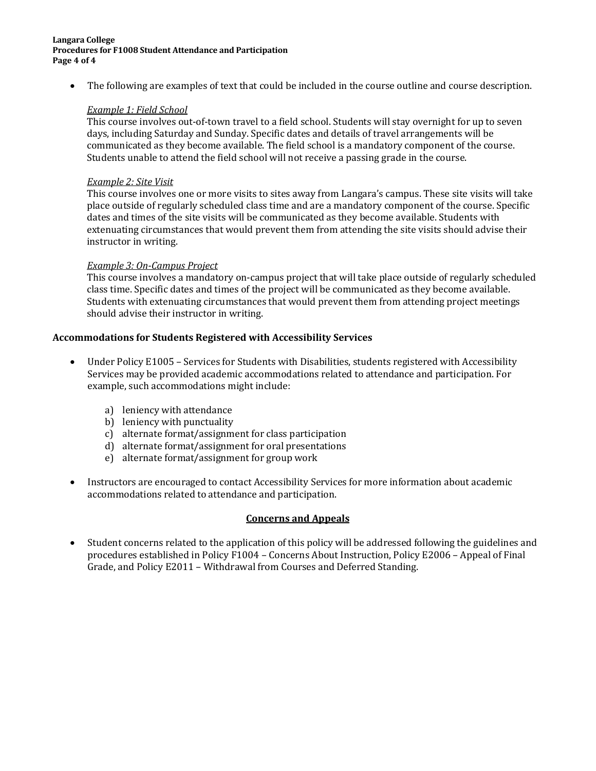- The following are examples of text that could be included in the course outline and course description.

  *Example 1: Field School*
  This course involves out-of-town travel to a field school. Students will stay overnight for up to seven days, including Saturday and Sunday. Specific dates and details of travel arrangements will be communicated as they become available. The field school is a mandatory component of the course. Students unable to attend the field school will not receive a passing grade in the course.

  *Example 2: Site Visit*
  This course involves one or more visits to sites away from Langara's campus. These site visits will take place outside of regularly scheduled class time and are a mandatory component of the course. Specific dates and times of the site visits will be communicated as they become available. Students with extenuating circumstances that would prevent them from attending the site visits should advise their instructor in writing.

  *Example 3: On-Campus Project*
  This course involves a mandatory on-campus project that will take place outside of regularly scheduled class time. Specific dates and times of the project will be communicated as they become available. Students with extenuating circumstances that would prevent them from attending project meetings should advise their instructor in writing.

### Accommodations for Students Registered with Accessibility Services

- Under Policy E1005 – Services for Students with Disabilities, students registered with Accessibility Services may be provided academic accommodations related to attendance and participation. For example, such accommodations might include:

  a) leniency with attendance
  b) leniency with punctuality
  c) alternate format/assignment for class participation
  d) alternate format/assignment for oral presentations
  e) alternate format/assignment for group work

- Instructors are encouraged to contact Accessibility Services for more information about academic accommodations related to attendance and participation.

## Concerns and Appeals

- Student concerns related to the application of this policy will be addressed following the guidelines and procedures established in Policy F1004 – Concerns About Instruction, Policy E2006 – Appeal of Final Grade, and Policy E2011 – Withdrawal from Courses and Deferred Standing.